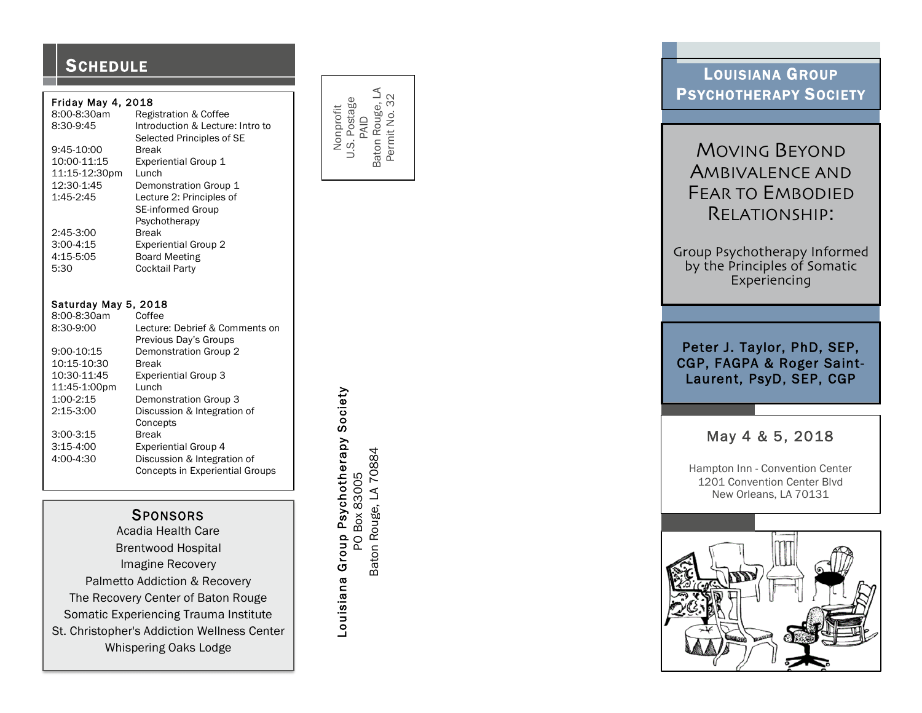## SCHEDULE

**Friday May 4, 2018**

| Time | Activity |
|---|---|
| 8:00-8:30am | Registration & Coffee |
| 8:30-9:45 | Introduction & Lecture: Intro to Selected Principles of SE |
| 9:45-10:00 | Break |
| 10:00-11:15 | Experiential Group 1 |
| 11:15-12:30pm | Lunch |
| 12:30-1:45 | Demonstration Group 1 |
| 1:45-2:45 | Lecture 2: Principles of SE-informed Group Psychotherapy |
| 2:45-3:00 | Break |
| 3:00-4:15 | Experiential Group 2 |
| 4:15-5:05 | Board Meeting |
| 5:30 | Cocktail Party |

**Saturday May 5, 2018**

| Time | Activity |
|---|---|
| 8:00-8:30am | Coffee |
| 8:30-9:00 | Lecture: Debrief & Comments on Previous Day's Groups |
| 9:00-10:15 | Demonstration Group 2 |
| 10:15-10:30 | Break |
| 10:30-11:45 | Experiential Group 3 |
| 11:45-1:00pm | Lunch |
| 1:00-2:15 | Demonstration Group 3 |
| 2:15-3:00 | Discussion & Integration of Concepts |
| 3:00-3:15 | Break |
| 3:15-4:00 | Experiential Group 4 |
| 4:00-4:30 | Discussion & Integration of Concepts in Experiential Groups |

## SPONSORS

Acadia Health Care
Brentwood Hospital
Imagine Recovery
Palmetto Addiction & Recovery
The Recovery Center of Baton Rouge
Somatic Experiencing Trauma Institute
St. Christopher's Addiction Wellness Center
Whispering Oaks Lodge

Nonprofit
U.S. Postage
PAID
Baton Rouge, LA
Permit No. 32

**Louisiana Group Psychotherapy Society**
PO Box 83005
Baton Rouge, LA 70884

# LOUISIANA GROUP PSYCHOTHERAPY SOCIETY

# MOVING BEYOND AMBIVALENCE AND FEAR TO EMBODIED RELATIONSHIP:

## Group Psychotherapy Informed by the Principles of Somatic Experiencing

**Peter J. Taylor, PhD, SEP, CGP, FAGPA & Roger Saint-Laurent, PsyD, SEP, CGP**

May 4 & 5, 2018

Hampton Inn - Convention Center
1201 Convention Center Blvd
New Orleans, LA 70131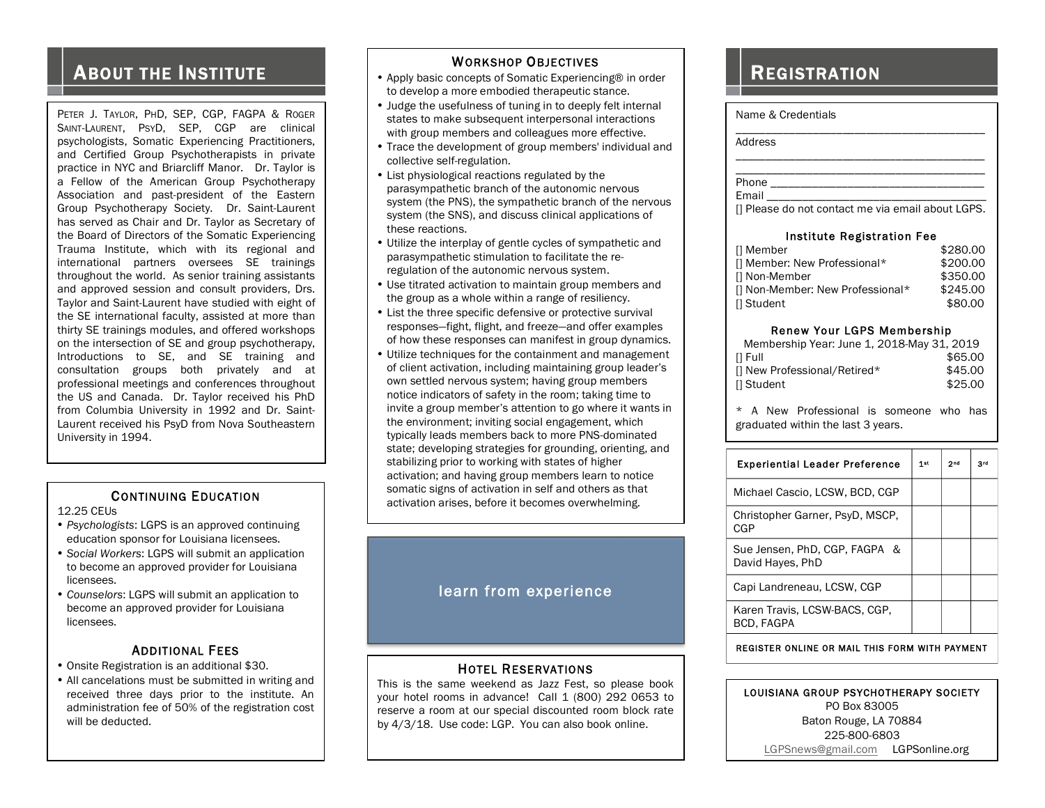## About the Institute

Peter J. Taylor, PhD, SEP, CGP, FAGPA & Roger Saint-Laurent, PsyD, SEP, CGP are clinical psychologists, Somatic Experiencing Practitioners, and Certified Group Psychotherapists in private practice in NYC and Briarcliff Manor. Dr. Taylor is a Fellow of the American Group Psychotherapy Association and past-president of the Eastern Group Psychotherapy Society. Dr. Saint-Laurent has served as Chair and Dr. Taylor as Secretary of the Board of Directors of the Somatic Experiencing Trauma Institute, which with its regional and international partners oversees SE trainings throughout the world. As senior training assistants and approved session and consult providers, Drs. Taylor and Saint-Laurent have studied with eight of the SE international faculty, assisted at more than thirty SE trainings modules, and offered workshops on the intersection of SE and group psychotherapy, Introductions to SE, and SE training and consultation groups both privately and at professional meetings and conferences throughout the US and Canada. Dr. Taylor received his PhD from Columbia University in 1992 and Dr. Saint-Laurent received his PsyD from Nova Southeastern University in 1994.

### Continuing Education

12.25 CEUs

- *Psychologists*: LGPS is an approved continuing education sponsor for Louisiana licensees.
- *Social Workers*: LGPS will submit an application to become an approved provider for Louisiana licensees.
- *Counselors*: LGPS will submit an application to become an approved provider for Louisiana licensees.

### Additional Fees

- Onsite Registration is an additional $30.
- All cancelations must be submitted in writing and received three days prior to the institute. An administration fee of 50% of the registration cost will be deducted.

### Workshop Objectives

- Apply basic concepts of Somatic Experiencing® in order to develop a more embodied therapeutic stance.
- Judge the usefulness of tuning in to deeply felt internal states to make subsequent interpersonal interactions with group members and colleagues more effective.
- Trace the development of group members' individual and collective self-regulation.
- List physiological reactions regulated by the parasympathetic branch of the autonomic nervous system (the PNS), the sympathetic branch of the nervous system (the SNS), and discuss clinical applications of these reactions.
- Utilize the interplay of gentle cycles of sympathetic and parasympathetic stimulation to facilitate the re-regulation of the autonomic nervous system.
- Use titrated activation to maintain group members and the group as a whole within a range of resiliency.
- List the three specific defensive or protective survival responses—fight, flight, and freeze—and offer examples of how these responses can manifest in group dynamics.
- Utilize techniques for the containment and management of client activation, including maintaining group leader's own settled nervous system; having group members notice indicators of safety in the room; taking time to invite a group member's attention to go where it wants in the environment; inviting social engagement, which typically leads members back to more PNS-dominated state; developing strategies for grounding, orienting, and stabilizing prior to working with states of higher activation; and having group members learn to notice somatic signs of activation in self and others as that activation arises, before it becomes overwhelming.

learn from experience

### Hotel Reservations

This is the same weekend as Jazz Fest, so please book your hotel rooms in advance! Call 1 (800) 292 0653 to reserve a room at our special discounted room block rate by 4/3/18. Use code: LGP. You can also book online.

## Registration

Name & Credentials ______________________________

Address ______________________________

______________________________

Phone ______________________________

Email ______________________________

[] Please do not contact me via email about LGPS.

**Institute Registration Fee**

| | |
|---|---|
| [] Member | $280.00 |
| [] Member: New Professional* | $200.00 |
| [] Non-Member | $350.00 |
| [] Non-Member: New Professional* | $245.00 |
| [] Student | $80.00 |

**Renew Your LGPS Membership**

Membership Year: June 1, 2018-May 31, 2019

| | |
|---|---|
| [] Full | $65.00 |
| [] New Professional/Retired* | $45.00 |
| [] Student | $25.00 |

\* A New Professional is someone who has graduated within the last 3 years.

| Experiential Leader Preference | 1st | 2nd | 3rd |
|---|---|---|---|
| Michael Cascio, LCSW, BCD, CGP | | | |
| Christopher Garner, PsyD, MSCP, CGP | | | |
| Sue Jensen, PhD, CGP, FAGPA & David Hayes, PhD | | | |
| Capi Landreneau, LCSW, CGP | | | |
| Karen Travis, LCSW-BACS, CGP, BCD, FAGPA | | | |

REGISTER ONLINE OR MAIL THIS FORM WITH PAYMENT

LOUISIANA GROUP PSYCHOTHERAPY SOCIETY
PO Box 83005
Baton Rouge, LA 70884
225-800-6803
LGPSnews@gmail.com LGPSonline.org